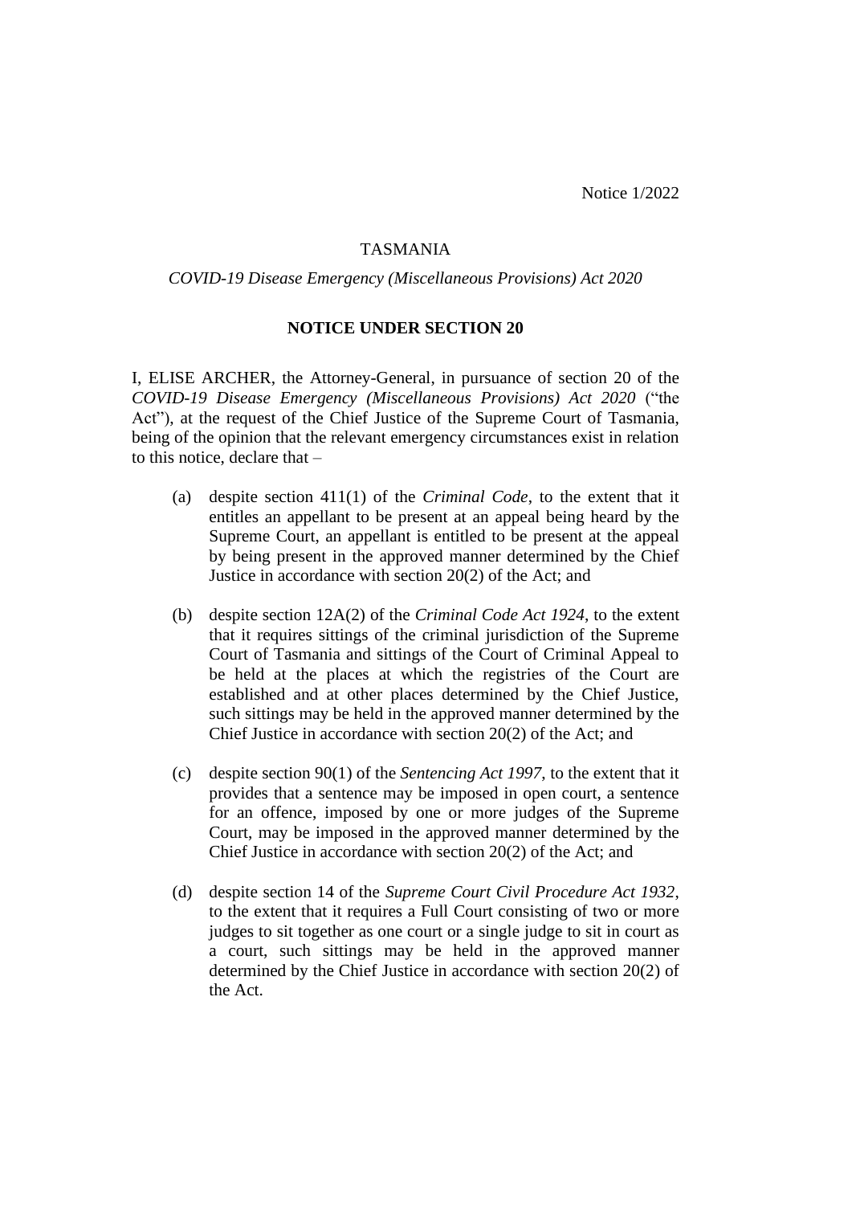Notice 1/2022

TASMANIA

*COVID-19 Disease Emergency (Miscellaneous Provisions) Act 2020*

**NOTICE UNDER SECTION 20**

I, ELISE ARCHER, the Attorney-General, in pursuance of section 20 of the *COVID-19 Disease Emergency (Miscellaneous Provisions) Act 2020* ("the Act"), at the request of the Chief Justice of the Supreme Court of Tasmania, being of the opinion that the relevant emergency circumstances exist in relation to this notice, declare that –

(a) despite section 411(1) of the *Criminal Code*, to the extent that it entitles an appellant to be present at an appeal being heard by the Supreme Court, an appellant is entitled to be present at the appeal by being present in the approved manner determined by the Chief Justice in accordance with section 20(2) of the Act; and

(b) despite section 12A(2) of the *Criminal Code Act 1924*, to the extent that it requires sittings of the criminal jurisdiction of the Supreme Court of Tasmania and sittings of the Court of Criminal Appeal to be held at the places at which the registries of the Court are established and at other places determined by the Chief Justice, such sittings may be held in the approved manner determined by the Chief Justice in accordance with section 20(2) of the Act; and

(c) despite section 90(1) of the *Sentencing Act 1997*, to the extent that it provides that a sentence may be imposed in open court, a sentence for an offence, imposed by one or more judges of the Supreme Court, may be imposed in the approved manner determined by the Chief Justice in accordance with section 20(2) of the Act; and

(d) despite section 14 of the *Supreme Court Civil Procedure Act 1932*, to the extent that it requires a Full Court consisting of two or more judges to sit together as one court or a single judge to sit in court as a court, such sittings may be held in the approved manner determined by the Chief Justice in accordance with section 20(2) of the Act.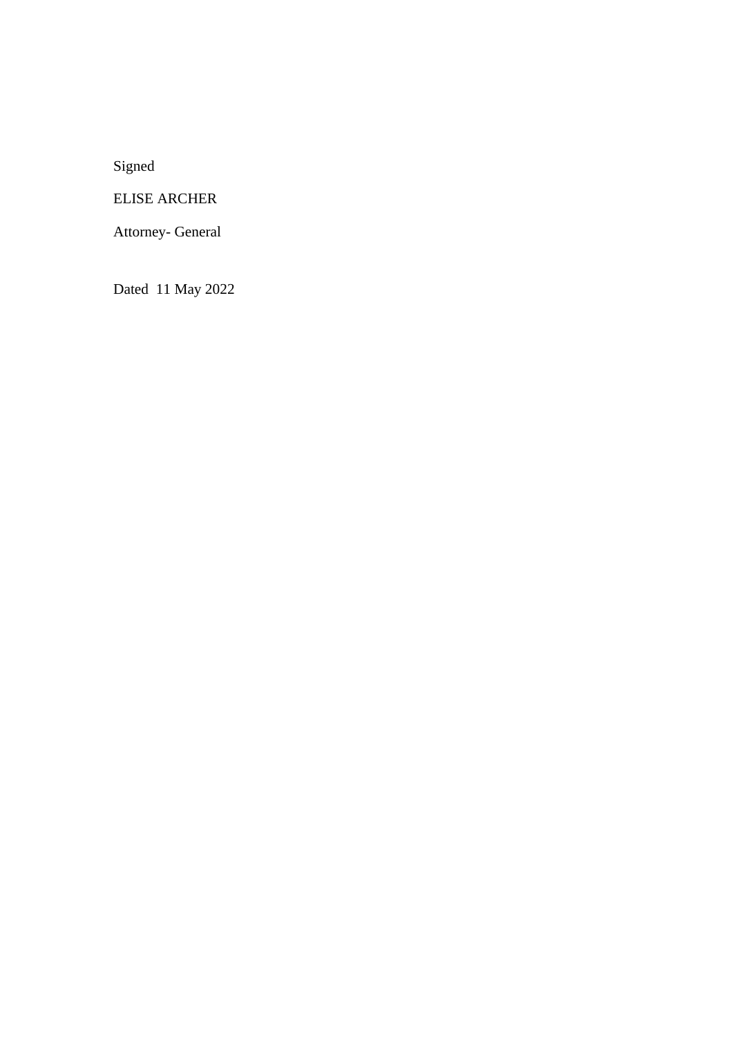Signed

ELISE ARCHER

Attorney- General

Dated 11 May 2022